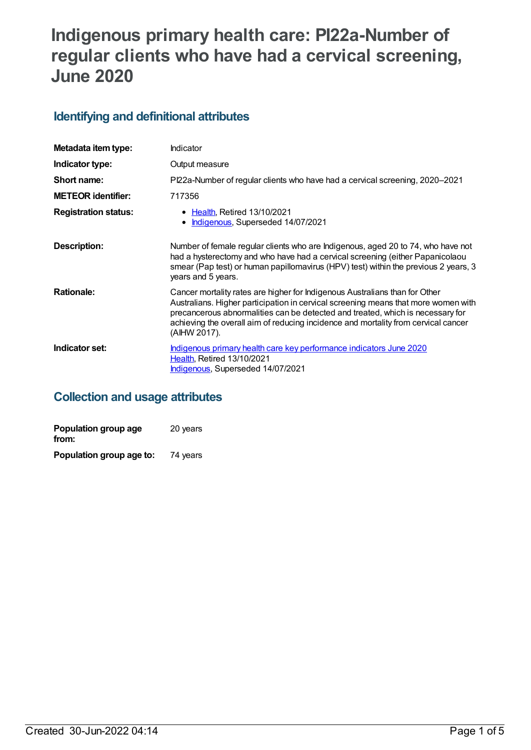# Indigenous primary health care: PI22a-Number of regular clients who have had a cervical screening, June 2020

## Identifying and definitional attributes

| | |
|---|---|
| **Metadata item type:** | Indicator |
| **Indicator type:** | Output measure |
| **Short name:** | PI22a-Number of regular clients who have had a cervical screening, 2020–2021 |
| **METEOR identifier:** | 717356 |
| **Registration status:** | • Health, Retired 13/10/2021<br>• Indigenous, Superseded 14/07/2021 |
| **Description:** | Number of female regular clients who are Indigenous, aged 20 to 74, who have not had a hysterectomy and who have had a cervical screening (either Papanicolaou smear (Pap test) or human papillomavirus (HPV) test) within the previous 2 years, 3 years and 5 years. |
| **Rationale:** | Cancer mortality rates are higher for Indigenous Australians than for Other Australians. Higher participation in cervical screening means that more women with precancerous abnormalities can be detected and treated, which is necessary for achieving the overall aim of reducing incidence and mortality from cervical cancer (AIHW 2017). |
| **Indicator set:** | Indigenous primary health care key performance indicators June 2020<br>Health, Retired 13/10/2021<br>Indigenous, Superseded 14/07/2021 |

## Collection and usage attributes

| | |
|---|---|
| **Population group age from:** | 20 years |
| **Population group age to:** | 74 years |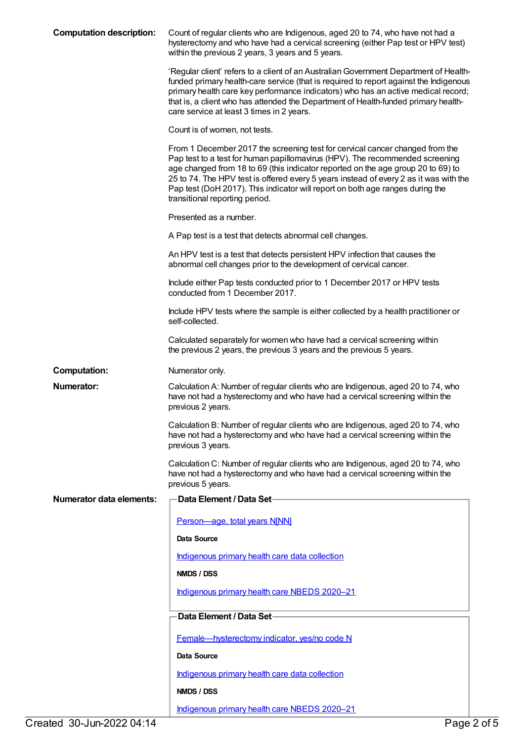**Computation description:** Count of regular clients who are Indigenous, aged 20 to 74, who have not had a hysterectomy and who have had a cervical screening (either Pap test or HPV test) within the previous 2 years, 3 years and 5 years.

'Regular client' refers to a client of an Australian Government Department of Health-funded primary health-care service (that is required to report against the Indigenous primary health care key performance indicators) who has an active medical record; that is, a client who has attended the Department of Health-funded primary health-care service at least 3 times in 2 years.

Count is of women, not tests.

From 1 December 2017 the screening test for cervical cancer changed from the Pap test to a test for human papillomavirus (HPV). The recommended screening age changed from 18 to 69 (this indicator reported on the age group 20 to 69) to 25 to 74. The HPV test is offered every 5 years instead of every 2 as it was with the Pap test (DoH 2017). This indicator will report on both age ranges during the transitional reporting period.

Presented as a number.

A Pap test is a test that detects abnormal cell changes.

An HPV test is a test that detects persistent HPV infection that causes the abnormal cell changes prior to the development of cervical cancer.

Include either Pap tests conducted prior to 1 December 2017 or HPV tests conducted from 1 December 2017.

Include HPV tests where the sample is either collected by a health practitioner or self-collected.

Calculated separately for women who have had a cervical screening within the previous 2 years, the previous 3 years and the previous 5 years.

**Computation:** Numerator only.

**Numerator:** Calculation A: Number of regular clients who are Indigenous, aged 20 to 74, who have not had a hysterectomy and who have had a cervical screening within the previous 2 years.

Calculation B: Number of regular clients who are Indigenous, aged 20 to 74, who have not had a hysterectomy and who have had a cervical screening within the previous 3 years.

Calculation C: Number of regular clients who are Indigenous, aged 20 to 74, who have not had a hysterectomy and who have had a cervical screening within the previous 5 years.

**Numerator data elements:**

**Data Element / Data Set**

Person—age, total years N[NN]

**Data Source**

Indigenous primary health care data collection

**NMDS / DSS**

Indigenous primary health care NBEDS 2020–21

**Data Element / Data Set**

Female—hysterectomy indicator, yes/no code N

**Data Source**

Indigenous primary health care data collection

**NMDS / DSS**

Indigenous primary health care NBEDS 2020–21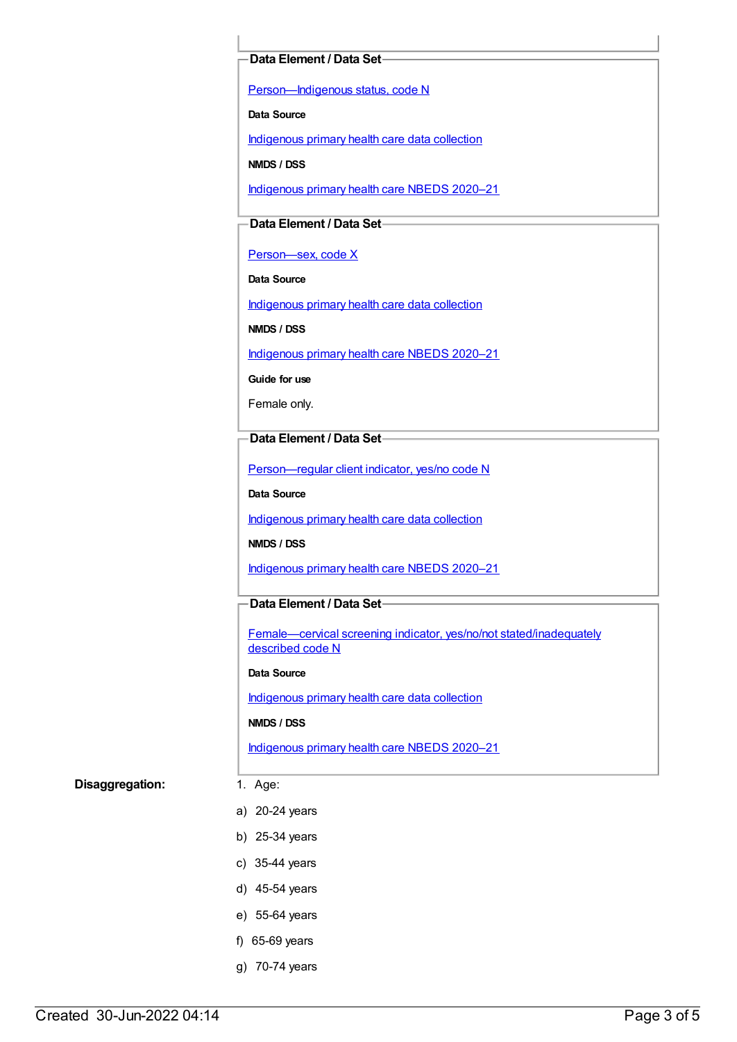**Data Element / Data Set**

[Person—Indigenous status, code N]

**Data Source**

[Indigenous primary health care data collection]

**NMDS / DSS**

[Indigenous primary health care NBEDS 2020–21]

**Data Element / Data Set**

[Person—sex, code X]

**Data Source**

[Indigenous primary health care data collection]

**NMDS / DSS**

[Indigenous primary health care NBEDS 2020–21]

**Guide for use**

Female only.

**Data Element / Data Set**

[Person—regular client indicator, yes/no code N]

**Data Source**

[Indigenous primary health care data collection]

**NMDS / DSS**

[Indigenous primary health care NBEDS 2020–21]

**Data Element / Data Set**

[Female—cervical screening indicator, yes/no/not stated/inadequately described code N]

**Data Source**

[Indigenous primary health care data collection]

**NMDS / DSS**

[Indigenous primary health care NBEDS 2020–21]

**Disaggregation:**

1. Age:

a) 20-24 years

b) 25-34 years

c) 35-44 years

d) 45-54 years

e) 55-64 years

f) 65-69 years

g) 70-74 years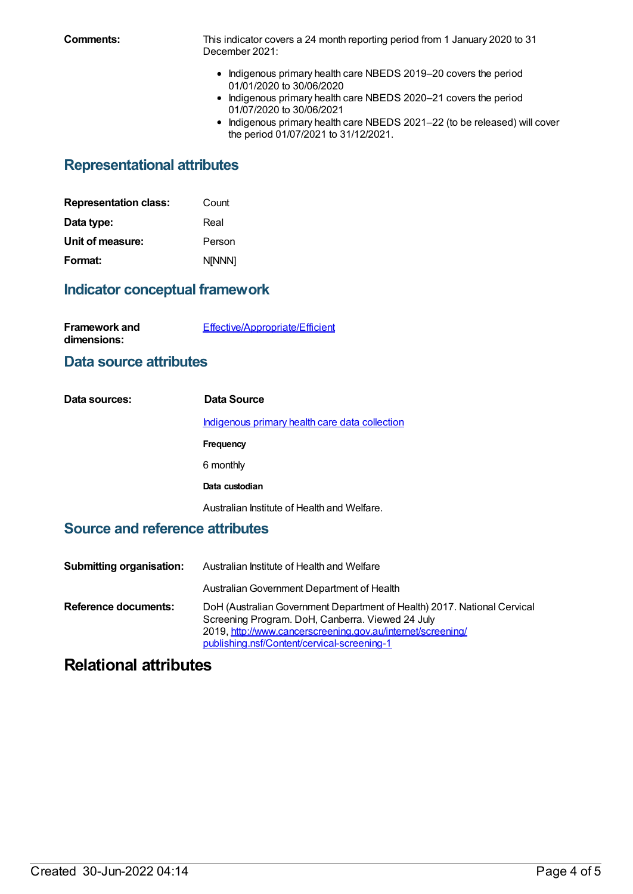**Comments:** This indicator covers a 24 month reporting period from 1 January 2020 to 31 December 2021:

- Indigenous primary health care NBEDS 2019–20 covers the period 01/01/2020 to 30/06/2020
- Indigenous primary health care NBEDS 2020–21 covers the period 01/07/2020 to 30/06/2021
- Indigenous primary health care NBEDS 2021–22 (to be released) will cover the period 01/07/2021 to 31/12/2021.

## Representational attributes

**Representation class:** Count

**Data type:** Real

**Unit of measure:** Person

**Format:** N[NNN]

## Indicator conceptual framework

**Framework and dimensions:** Effective/Appropriate/Efficient

## Data source attributes

**Data sources:**

**Data Source**

Indigenous primary health care data collection

**Frequency**

6 monthly

**Data custodian**

Australian Institute of Health and Welfare.

## Source and reference attributes

**Submitting organisation:** Australian Institute of Health and Welfare

Australian Government Department of Health

**Reference documents:** DoH (Australian Government Department of Health) 2017. National Cervical Screening Program. DoH, Canberra. Viewed 24 July 2019, http://www.cancerscreening.gov.au/internet/screening/publishing.nsf/Content/cervical-screening-1

# Relational attributes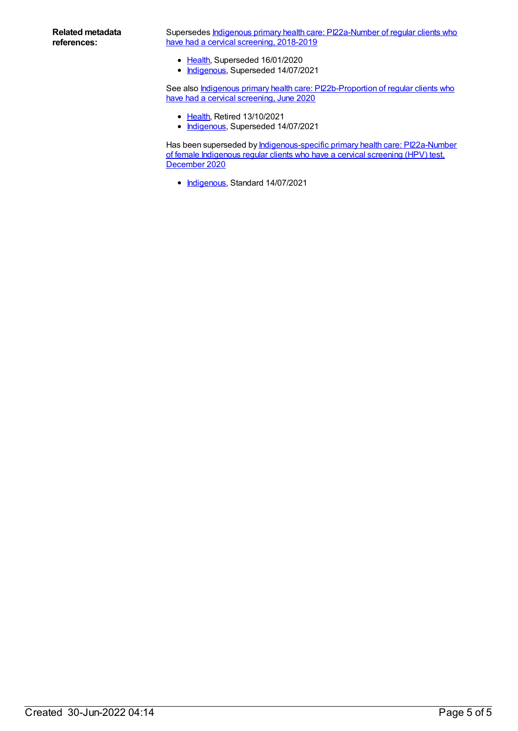**Related metadata references:**

Supersedes Indigenous primary health care: PI22a-Number of regular clients who have had a cervical screening, 2018-2019

- Health, Superseded 16/01/2020
- Indigenous, Superseded 14/07/2021

See also Indigenous primary health care: PI22b-Proportion of regular clients who have had a cervical screening, June 2020

- Health, Retired 13/10/2021
- Indigenous, Superseded 14/07/2021

Has been superseded by Indigenous-specific primary health care: PI22a-Number of female Indigenous regular clients who have a cervical screening (HPV) test, December 2020

- Indigenous, Standard 14/07/2021